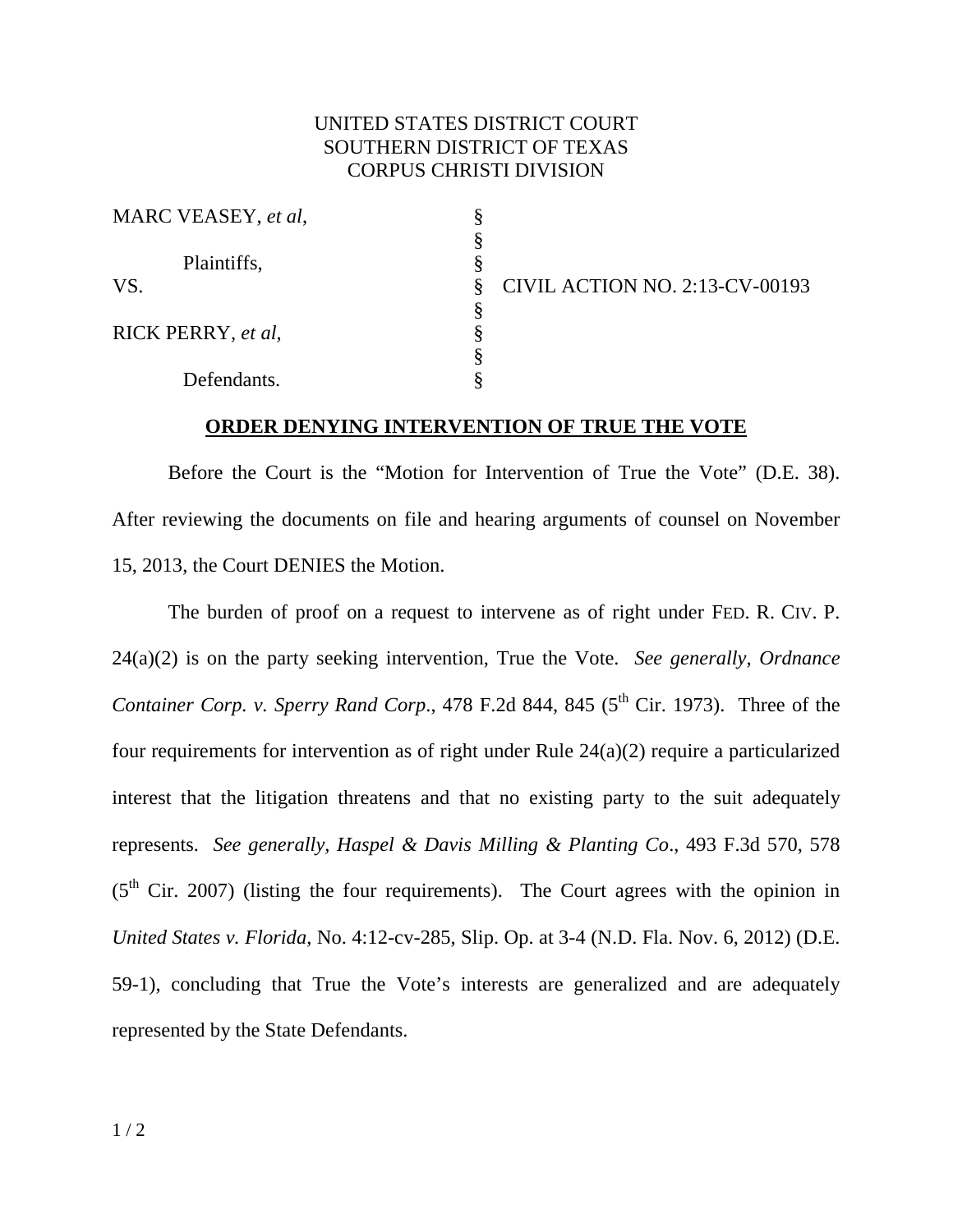UNITED STATES DISTRICT COURT
SOUTHERN DISTRICT OF TEXAS
CORPUS CHRISTI DIVISION

| | | |
|---|---|---|
| MARC VEASEY, *et al*, | § | |
| | § | |
| Plaintiffs, | § | |
| VS. | § | CIVIL ACTION NO. 2:13-CV-00193 |
| | § | |
| RICK PERRY, *et al*, | § | |
| | § | |
| Defendants. | § | |

**ORDER DENYING INTERVENTION OF TRUE THE VOTE**

Before the Court is the "Motion for Intervention of True the Vote" (D.E. 38). After reviewing the documents on file and hearing arguments of counsel on November 15, 2013, the Court DENIES the Motion.

The burden of proof on a request to intervene as of right under FED. R. CIV. P. 24(a)(2) is on the party seeking intervention, True the Vote. *See generally, Ordnance Container Corp. v. Sperry Rand Corp.*, 478 F.2d 844, 845 (5th Cir. 1973). Three of the four requirements for intervention as of right under Rule 24(a)(2) require a particularized interest that the litigation threatens and that no existing party to the suit adequately represents. *See generally, Haspel & Davis Milling & Planting Co.*, 493 F.3d 570, 578 (5th Cir. 2007) (listing the four requirements). The Court agrees with the opinion in *United States v. Florida*, No. 4:12-cv-285, Slip. Op. at 3-4 (N.D. Fla. Nov. 6, 2012) (D.E. 59-1), concluding that True the Vote's interests are generalized and are adequately represented by the State Defendants.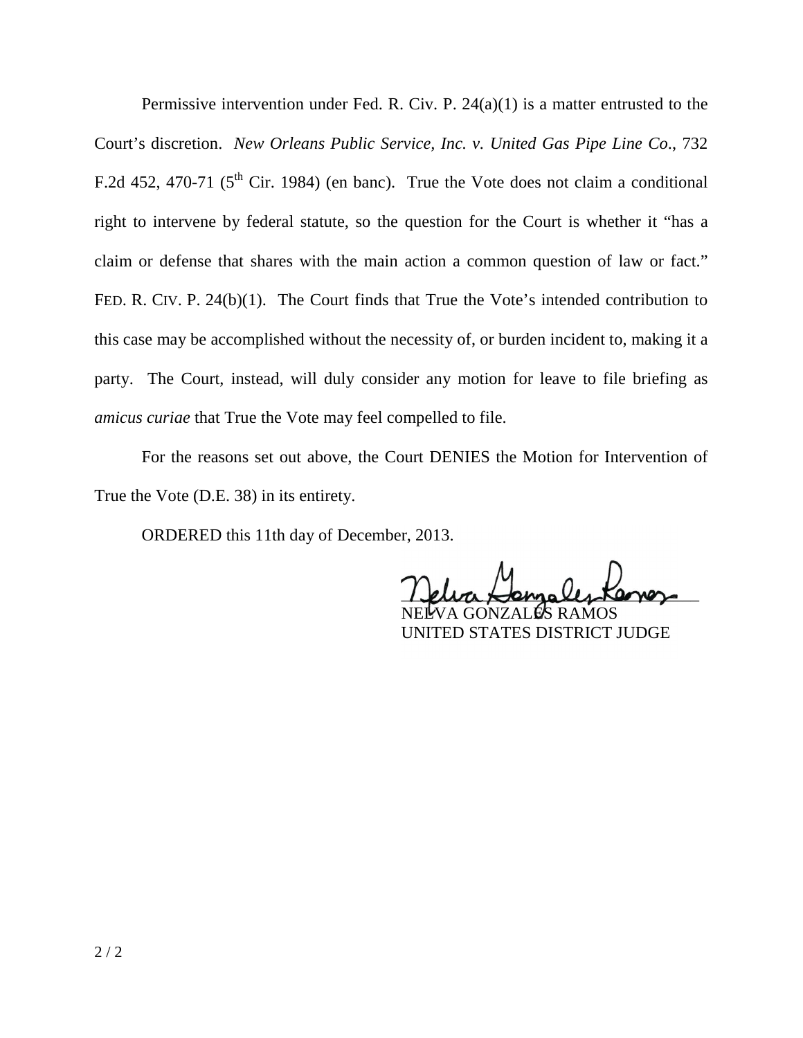Permissive intervention under Fed. R. Civ. P. 24(a)(1) is a matter entrusted to the Court's discretion. *New Orleans Public Service, Inc. v. United Gas Pipe Line Co.*, 732 F.2d 452, 470-71 (5th Cir. 1984) (en banc). True the Vote does not claim a conditional right to intervene by federal statute, so the question for the Court is whether it "has a claim or defense that shares with the main action a common question of law or fact." FED. R. CIV. P. 24(b)(1). The Court finds that True the Vote's intended contribution to this case may be accomplished without the necessity of, or burden incident to, making it a party. The Court, instead, will duly consider any motion for leave to file briefing as *amicus curiae* that True the Vote may feel compelled to file.

For the reasons set out above, the Court DENIES the Motion for Intervention of True the Vote (D.E. 38) in its entirety.

ORDERED this 11th day of December, 2013.

NELVA GONZALES RAMOS
UNITED STATES DISTRICT JUDGE